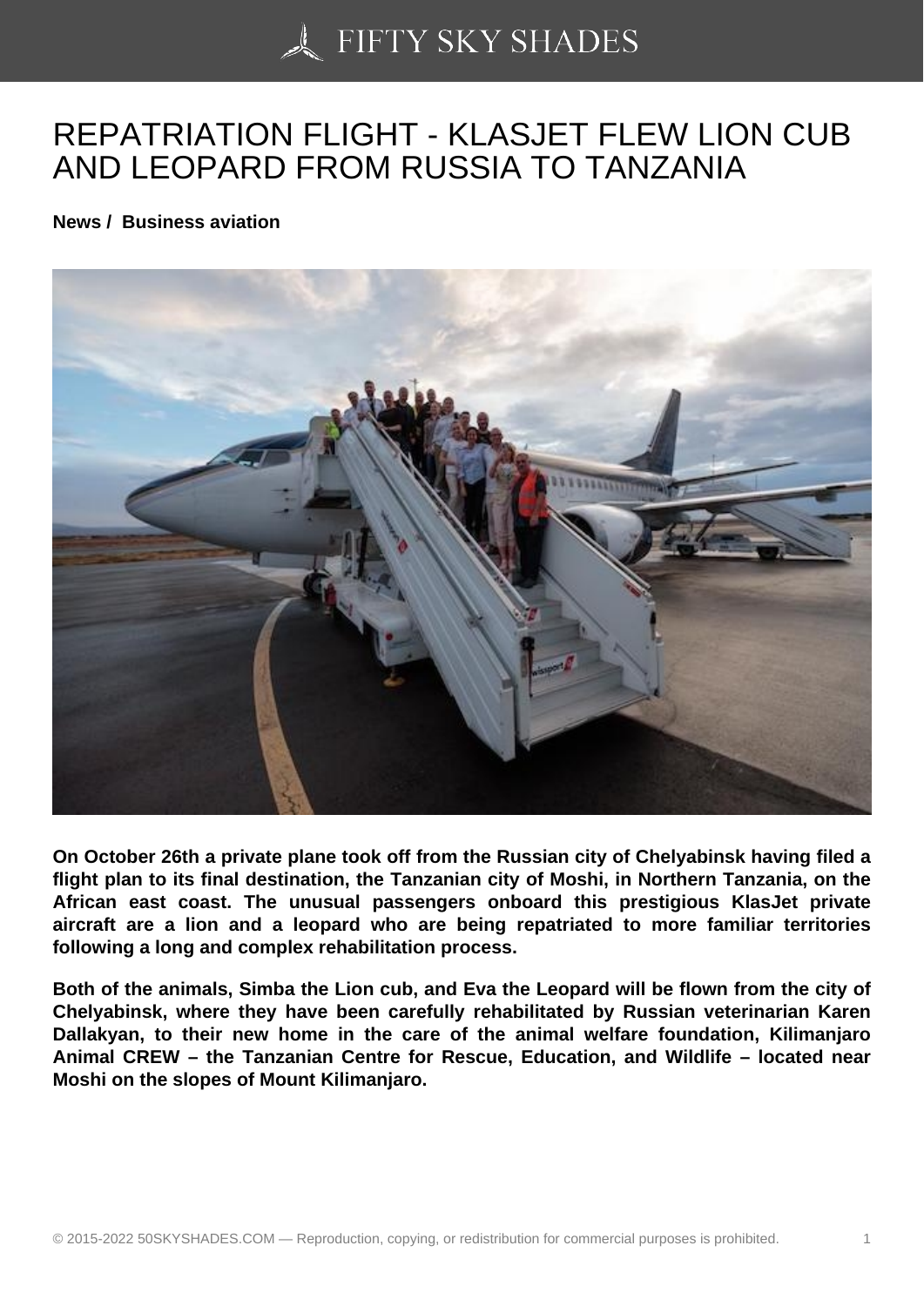# REPATRIATION FLIGHT - KLASJET FLEW LION CUB AND LEOPARD FROM RUSSIA TO TANZANIA

**News / Business aviation**

**On October 26th a private plane took off from the Russian city of Chelyabinsk having filed a flight plan to its final destination, the Tanzanian city of Moshi, in Northern Tanzania, on the African east coast. The unusual passengers onboard this prestigious KlasJet private aircraft are a lion and a leopard who are being repatriated to more familiar territories following a long and complex rehabilitation process.**

**Both of the animals, Simba the Lion cub, and Eva the Leopard will be flown from the city of Chelyabinsk, where they have been carefully rehabilitated by Russian veterinarian Karen Dallakyan, to their new home in the care of the animal welfare foundation, Kilimanjaro Animal CREW – the Tanzanian Centre for Rescue, Education, and Wildlife – located near Moshi on the slopes of Mount Kilimanjaro.**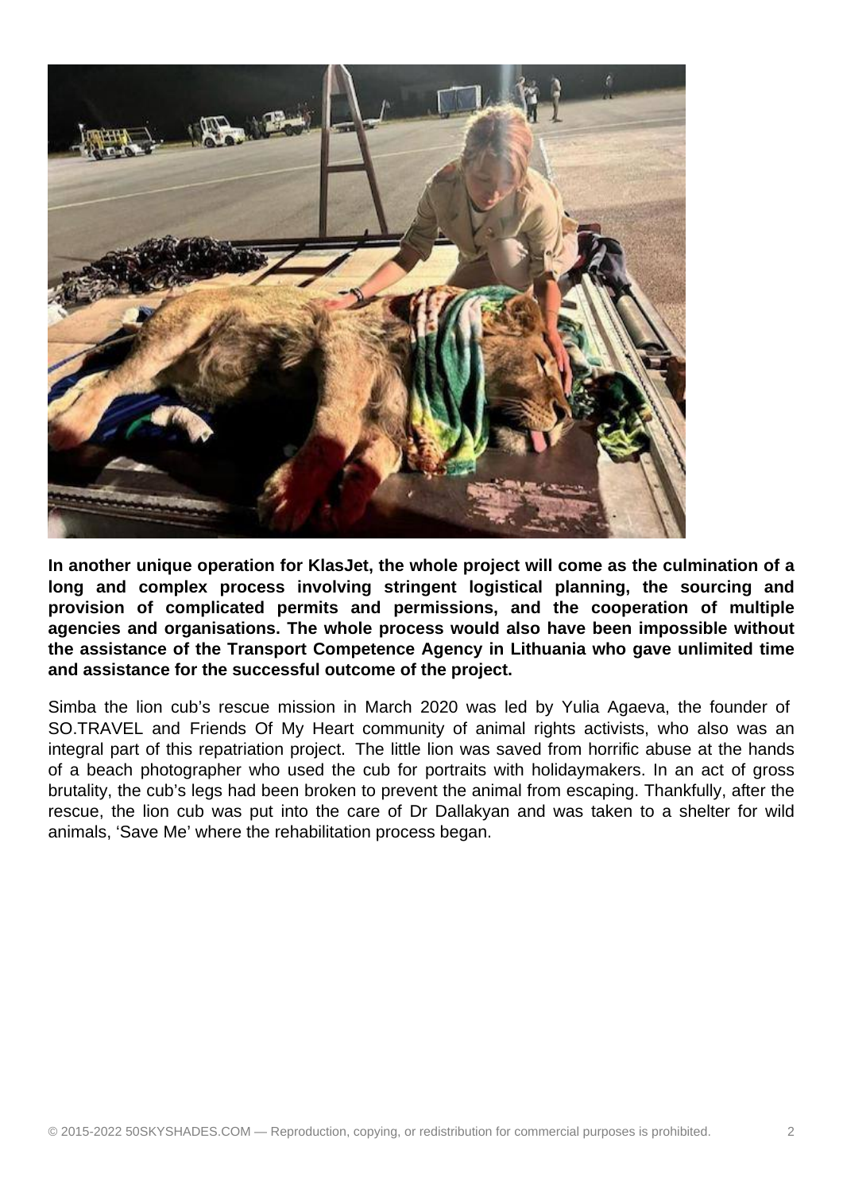**In another unique operation for KlasJet, the whole project will come as the culmination of a long and complex process involving stringent logistical planning, the sourcing and provision of complicated permits and permissions, and the cooperation of multiple agencies and organisations. The whole process would also have been impossible without the assistance of the Transport Competence Agency in Lithuania who gave unlimited time and assistance for the successful outcome of the project.**

Simba the lion cub's rescue mission in March 2020 was led by Yulia Agaeva, the founder of SO.TRAVEL and Friends Of My Heart community of animal rights activists, who also was an integral part of this repatriation project. The little lion was saved from horrific abuse at the hands of a beach photographer who used the cub for portraits with holidaymakers. In an act of gross brutality, the cub's legs had been broken to prevent the animal from escaping. Thankfully, after the rescue, the lion cub was put into the care of Dr Dallakyan and was taken to a shelter for wild animals, 'Save Me' where the rehabilitation process began.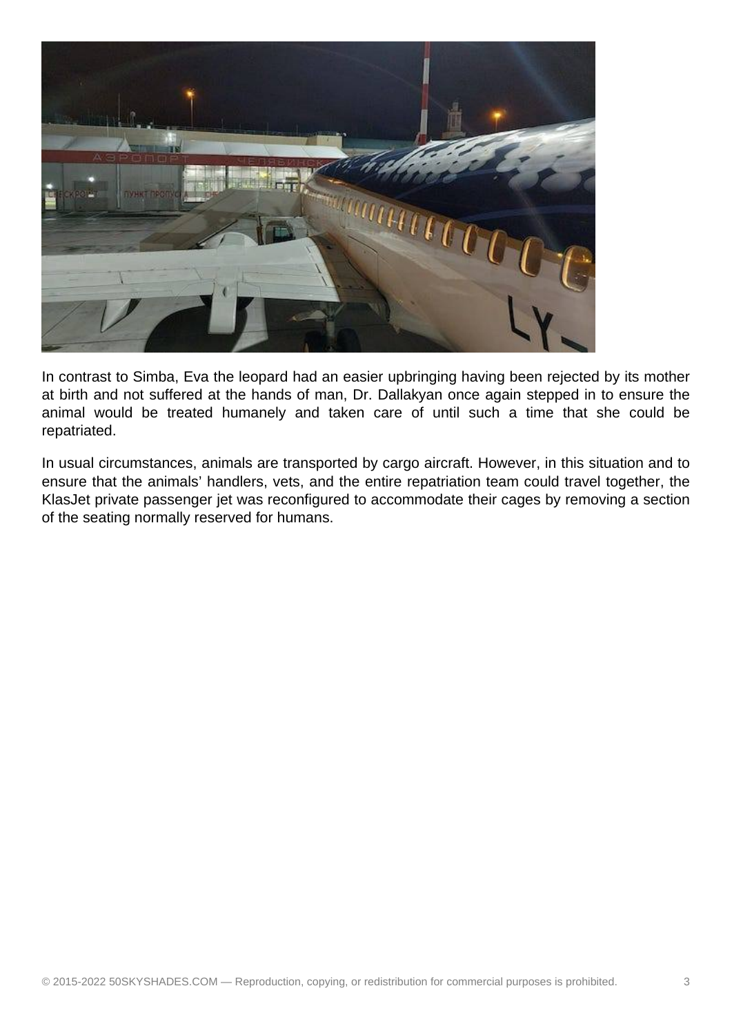In contrast to Simba, Eva the leopard had an easier upbringing having been rejected by its mother at birth and not suffered at the hands of man, Dr. Dallakyan once again stepped in to ensure the animal would be treated humanely and taken care of until such a time that she could be repatriated.

In usual circumstances, animals are transported by cargo aircraft. However, in this situation and to ensure that the animals' handlers, vets, and the entire repatriation team could travel together, the KlasJet private passenger jet was reconfigured to accommodate their cages by removing a section of the seating normally reserved for humans.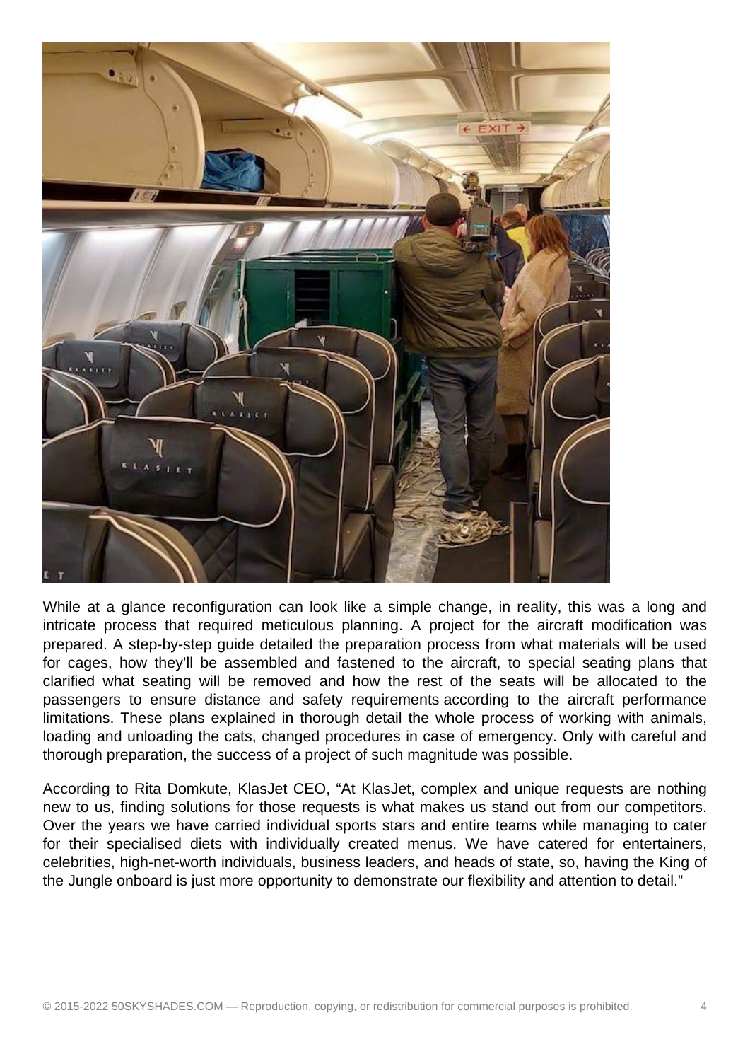While at a glance reconfiguration can look like a simple change, in reality, this was a long and intricate process that required meticulous planning. A project for the aircraft modification was prepared. A step-by-step guide detailed the preparation process from what materials will be used for cages, how they'll be assembled and fastened to the aircraft, to special seating plans that clarified what seating will be removed and how the rest of the seats will be allocated to the passengers to ensure distance and safety requirements according to the aircraft performance limitations. These plans explained in thorough detail the whole process of working with animals, loading and unloading the cats, changed procedures in case of emergency. Only with careful and thorough preparation, the success of a project of such magnitude was possible.

According to Rita Domkute, KlasJet CEO, "At KlasJet, complex and unique requests are nothing new to us, finding solutions for those requests is what makes us stand out from our competitors. Over the years we have carried individual sports stars and entire teams while managing to cater for their specialised diets with individually created menus. We have catered for entertainers, celebrities, high-net-worth individuals, business leaders, and heads of state, so, having the King of the Jungle onboard is just more opportunity to demonstrate our flexibility and attention to detail."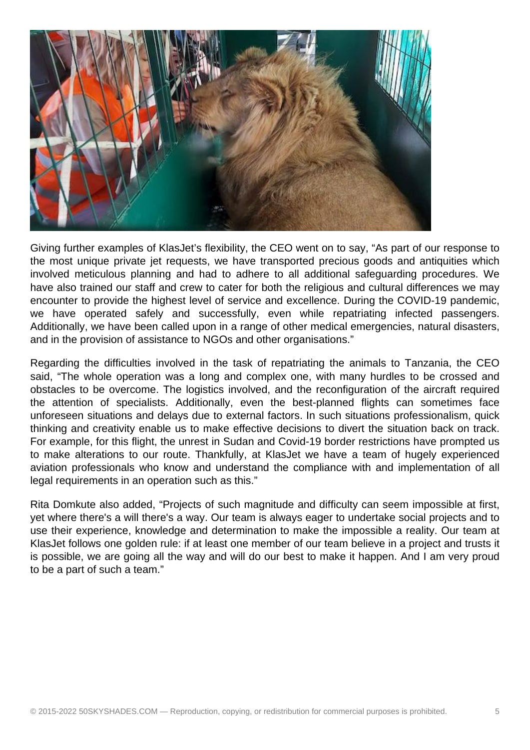Giving further examples of KlasJet's flexibility, the CEO went on to say, "As part of our response to the most unique private jet requests, we have transported precious goods and antiquities which involved meticulous planning and had to adhere to all additional safeguarding procedures. We have also trained our staff and crew to cater for both the religious and cultural differences we may encounter to provide the highest level of service and excellence. During the COVID-19 pandemic, we have operated safely and successfully, even while repatriating infected passengers. Additionally, we have been called upon in a range of other medical emergencies, natural disasters, and in the provision of assistance to NGOs and other organisations."

Regarding the difficulties involved in the task of repatriating the animals to Tanzania, the CEO said, "The whole operation was a long and complex one, with many hurdles to be crossed and obstacles to be overcome. The logistics involved, and the reconfiguration of the aircraft required the attention of specialists. Additionally, even the best-planned flights can sometimes face unforeseen situations and delays due to external factors. In such situations professionalism, quick thinking and creativity enable us to make effective decisions to divert the situation back on track. For example, for this flight, the unrest in Sudan and Covid-19 border restrictions have prompted us to make alterations to our route. Thankfully, at KlasJet we have a team of hugely experienced aviation professionals who know and understand the compliance with and implementation of all legal requirements in an operation such as this."

Rita Domkute also added, "Projects of such magnitude and difficulty can seem impossible at first, yet where there's a will there's a way. Our team is always eager to undertake social projects and to use their experience, knowledge and determination to make the impossible a reality. Our team at KlasJet follows one golden rule: if at least one member of our team believe in a project and trusts it is possible, we are going all the way and will do our best to make it happen. And I am very proud to be a part of such a team."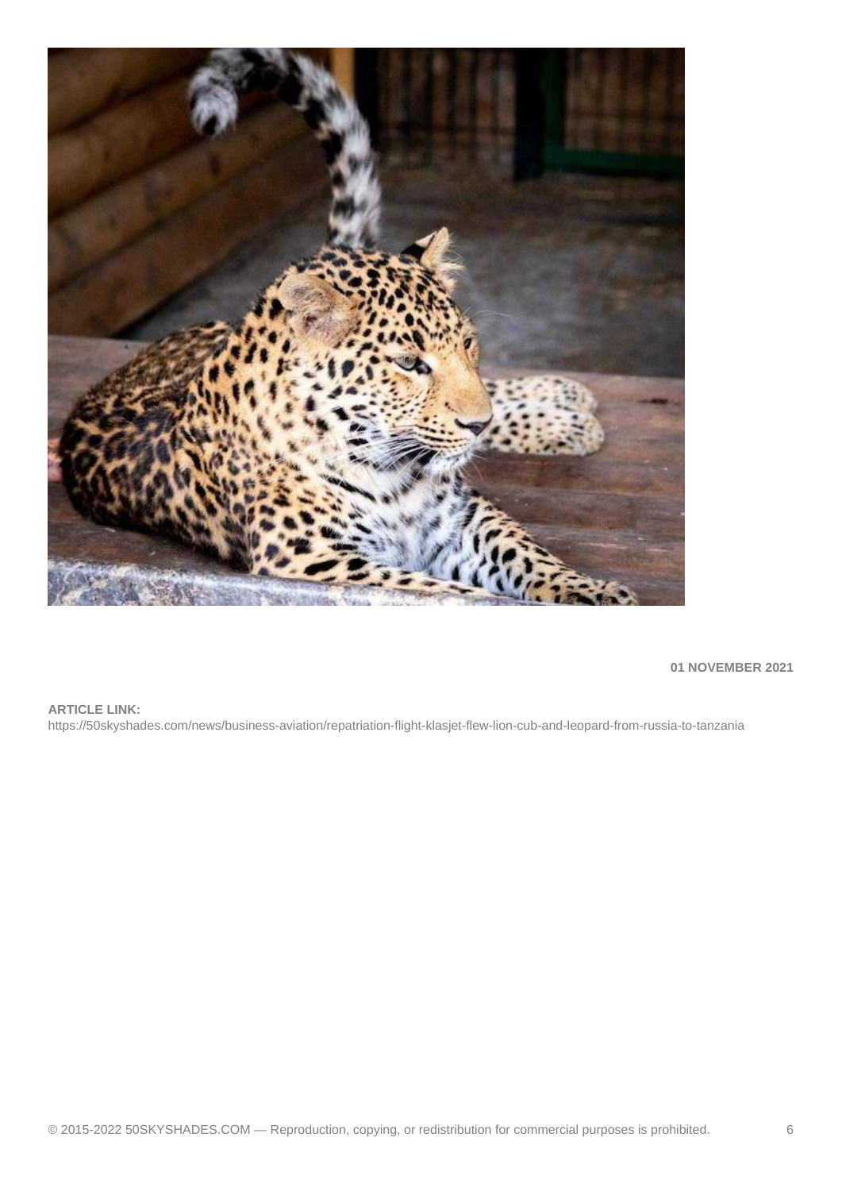**01 NOVEMBER 2021**

**ARTICLE LINK:**
https://50skyshades.com/news/business-aviation/repatriation-flight-klasjet-flew-lion-cub-and-leopard-from-russia-to-tanzania